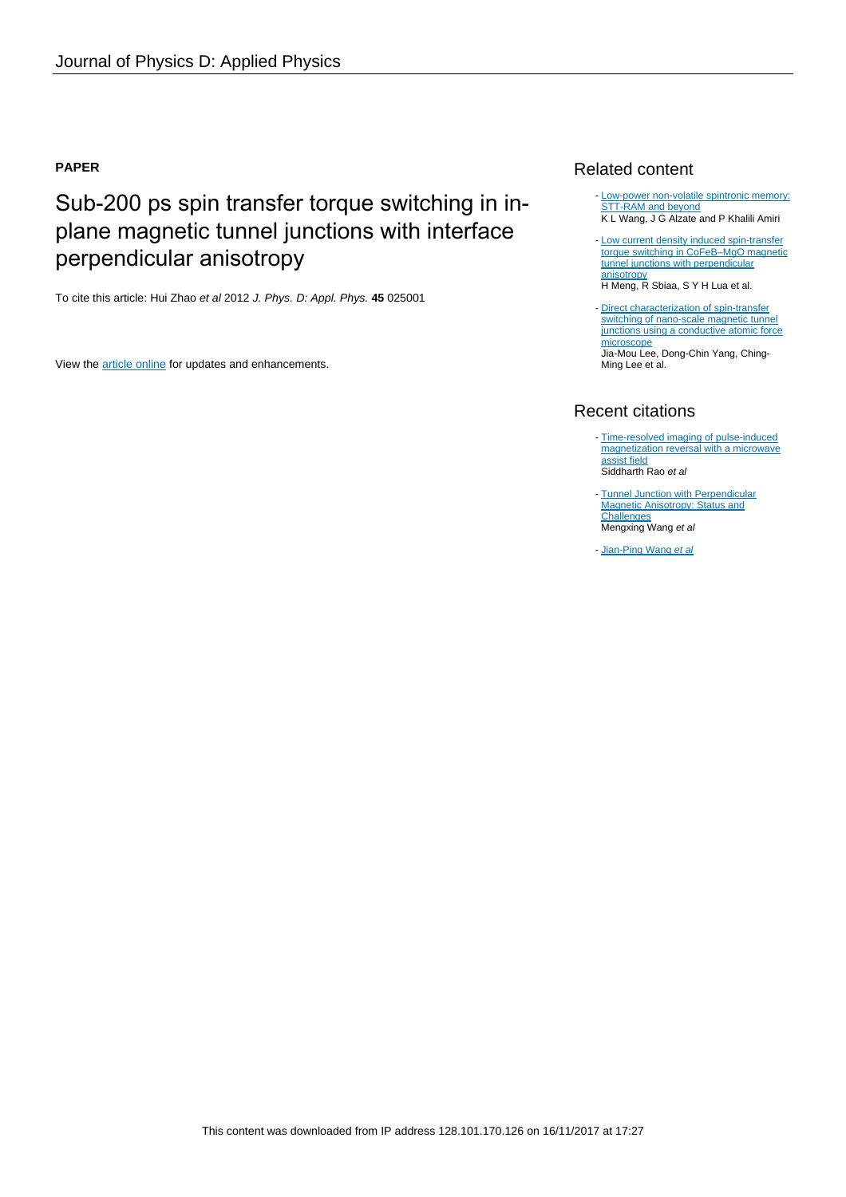Journal of Physics D: Applied Physics

**PAPER**

# Sub-200 ps spin transfer torque switching in in-plane magnetic tunnel junctions with interface perpendicular anisotropy

To cite this article: Hui Zhao *et al* 2012 *J. Phys. D: Appl. Phys.* **45** 025001

View the article online for updates and enhancements.

## Related content

- Low-power non-volatile spintronic memory: STT-RAM and beyond
K L Wang, J G Alzate and P Khalili Amiri

- Low current density induced spin-transfer torque switching in CoFeB–MgO magnetic tunnel junctions with perpendicular anisotropy
H Meng, R Sbiaa, S Y H Lua et al.

- Direct characterization of spin-transfer switching of nano-scale magnetic tunnel junctions using a conductive atomic force microscope
Jia-Mou Lee, Dong-Chin Yang, Ching-Ming Lee et al.

## Recent citations

- Time-resolved imaging of pulse-induced magnetization reversal with a microwave assist field
Siddharth Rao *et al*

- Tunnel Junction with Perpendicular Magnetic Anisotropy: Status and Challenges
Mengxing Wang *et al*

- Jian-Ping Wang *et al*

This content was downloaded from IP address 128.101.170.126 on 16/11/2017 at 17:27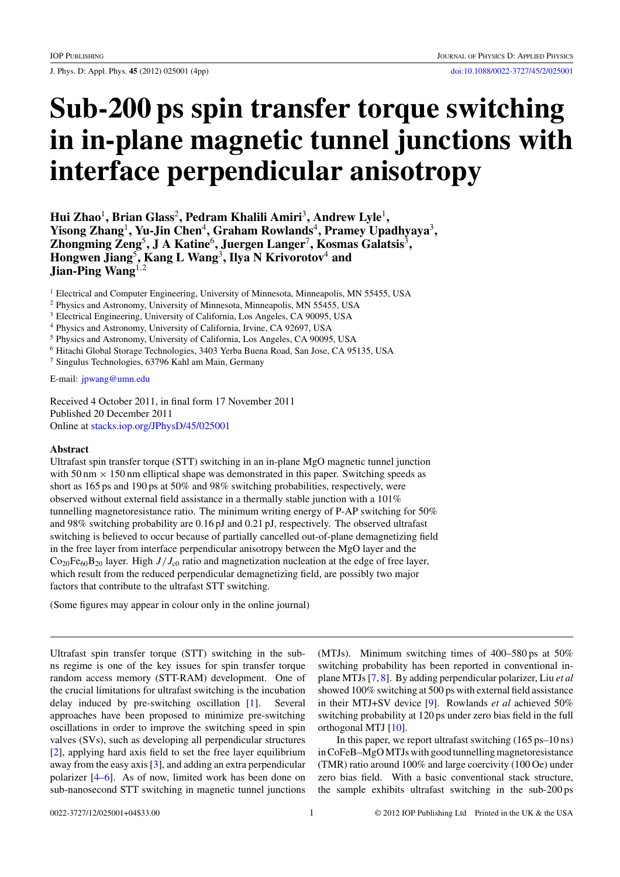# Sub-200 ps spin transfer torque switching in in-plane magnetic tunnel junctions with interface perpendicular anisotropy

**Hui Zhao**[1], **Brian Glass**[2], **Pedram Khalili Amiri**[3], **Andrew Lyle**[1], **Yisong Zhang**[1], **Yu-Jin Chen**[4], **Graham Rowlands**[4], **Pramey Upadhyaya**[3], **Zhongming Zeng**[5], **J A Katine**[6], **Juergen Langer**[7], **Kosmas Galatsis**[3], **Hongwen Jiang**[5], **Kang L Wang**[3], **Ilya N Krivorotov**[4] and **Jian-Ping Wang**[1,2]

[1] Electrical and Computer Engineering, University of Minnesota, Minneapolis, MN 55455, USA
[2] Physics and Astronomy, University of Minnesota, Minneapolis, MN 55455, USA
[3] Electrical Engineering, University of California, Los Angeles, CA 90095, USA
[4] Physics and Astronomy, University of California, Irvine, CA 92697, USA
[5] Physics and Astronomy, University of California, Los Angeles, CA 90095, USA
[6] Hitachi Global Storage Technologies, 3403 Yerba Buena Road, San Jose, CA 95135, USA
[7] Singulus Technologies, 63796 Kahl am Main, Germany

E-mail: jpwang@umn.edu

Received 4 October 2011, in final form 17 November 2011
Published 20 December 2011
Online at stacks.iop.org/JPhysD/45/025001

## Abstract

Ultrafast spin transfer torque (STT) switching in an in-plane MgO magnetic tunnel junction with 50 nm × 150 nm elliptical shape was demonstrated in this paper. Switching speeds as short as 165 ps and 190 ps at 50% and 98% switching probabilities, respectively, were observed without external field assistance in a thermally stable junction with a 101% tunnelling magnetoresistance ratio. The minimum writing energy of P-AP switching for 50% and 98% switching probability are 0.16 pJ and 0.21 pJ, respectively. The observed ultrafast switching is believed to occur because of partially cancelled out-of-plane demagnetizing field in the free layer from interface perpendicular anisotropy between the MgO layer and the $Co_{20}Fe_{60}B_{20}$ layer. High $J/J_{c0}$ ratio and magnetization nucleation at the edge of free layer, which result from the reduced perpendicular demagnetizing field, are possibly two major factors that contribute to the ultrafast STT switching.

(Some figures may appear in colour only in the online journal)

---

Ultrafast spin transfer torque (STT) switching in the sub-ns regime is one of the key issues for spin transfer torque random access memory (STT-RAM) development. One of the crucial limitations for ultrafast switching is the incubation delay induced by pre-switching oscillation [1]. Several approaches have been proposed to minimize pre-switching oscillations in order to improve the switching speed in spin valves (SVs), such as developing all perpendicular structures [2], applying hard axis field to set the free layer equilibrium away from the easy axis [3], and adding an extra perpendicular polarizer [4–6]. As of now, limited work has been done on sub-nanosecond STT switching in magnetic tunnel junctions (MTJs). Minimum switching times of 400–580 ps at 50% switching probability has been reported in conventional in-plane MTJs [7, 8]. By adding perpendicular polarizer, Liu *et al* showed 100% switching at 500 ps with external field assistance in their MTJ+SV device [9]. Rowlands *et al* achieved 50% switching probability at 120 ps under zero bias field in the full orthogonal MTJ [10].

In this paper, we report ultrafast switching (165 ps–10 ns) in CoFeB–MgO MTJs with good tunnelling magnetoresistance (TMR) ratio around 100% and large coercivity (100 Oe) under zero bias field. With a basic conventional stack structure, the sample exhibits ultrafast switching in the sub-200 ps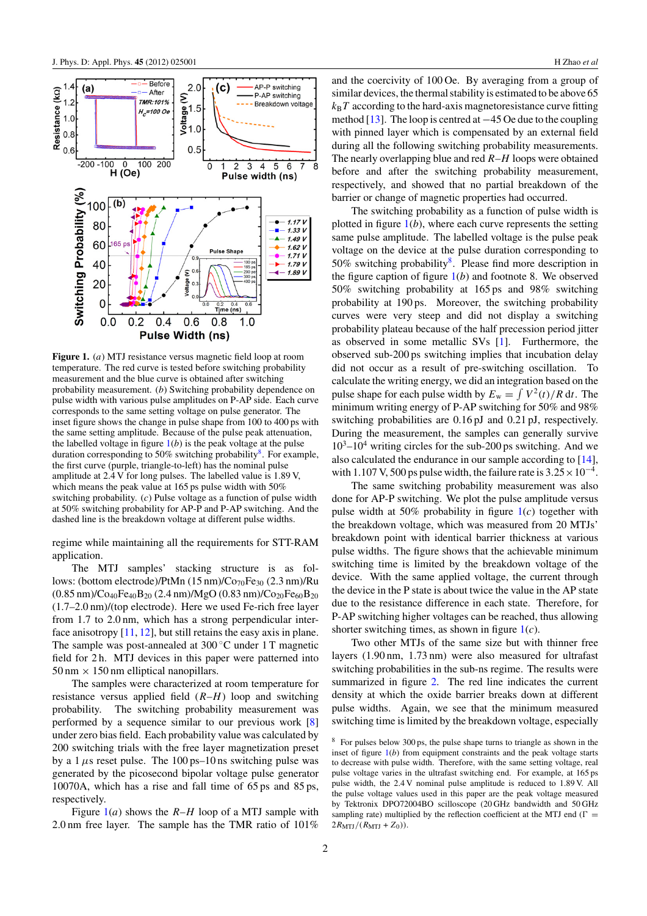**Figure 1.** (*a*) MTJ resistance versus magnetic field loop at room temperature. The red curve is tested before switching probability measurement and the blue curve is obtained after switching probability measurement. (*b*) Switching probability dependence on pulse width with various pulse amplitudes on P-AP side. Each curve corresponds to the same setting voltage on pulse generator. The inset figure shows the change in pulse shape from 100 to 400 ps with the same setting amplitude. Because of the pulse peak attenuation, the labelled voltage in figure 1(*b*) is the peak voltage at the pulse duration corresponding to 50% switching probability[8]. For example, the first curve (purple, triangle-to-left) has the nominal pulse amplitude at 2.4 V for long pulses. The labelled value is 1.89 V, which means the peak value at 165 ps pulse width with 50% switching probability. (*c*) Pulse voltage as a function of pulse width at 50% switching probability for AP-P and P-AP switching. And the dashed line is the breakdown voltage at different pulse widths.

regime while maintaining all the requirements for STT-RAM application.

The MTJ samples' stacking structure is as follows: (bottom electrode)/PtMn (15 nm)/$Co_{70}Fe_{30}$ (2.3 nm)/Ru (0.85 nm)/$Co_{40}Fe_{40}B_{20}$ (2.4 nm)/MgO (0.83 nm)/$Co_{20}Fe_{60}B_{20}$ (1.7–2.0 nm)/(top electrode). Here we used Fe-rich free layer from 1.7 to 2.0 nm, which has a strong perpendicular interface anisotropy [11, 12], but still retains the easy axis in plane. The sample was post-annealed at 300 °C under 1 T magnetic field for 2 h. MTJ devices in this paper were patterned into 50 nm × 150 nm elliptical nanopillars.

The samples were characterized at room temperature for resistance versus applied field (*R*–*H*) loop and switching probability. The switching probability measurement was performed by a sequence similar to our previous work [8] under zero bias field. Each probability value was calculated by 200 switching trials with the free layer magnetization preset by a 1 µs reset pulse. The 100 ps–10 ns switching pulse was generated by the picosecond bipolar voltage pulse generator 10070A, which has a rise and fall time of 65 ps and 85 ps, respectively.

Figure 1(*a*) shows the *R*–*H* loop of a MTJ sample with 2.0 nm free layer. The sample has the TMR ratio of 101% and the coercivity of 100 Oe. By averaging from a group of similar devices, the thermal stability is estimated to be above 65 $k_BT$ according to the hard-axis magnetoresistance curve fitting method [13]. The loop is centred at −45 Oe due to the coupling with pinned layer which is compensated by an external field during all the following switching probability measurements. The nearly overlapping blue and red *R*–*H* loops were obtained before and after the switching probability measurement, respectively, and showed that no partial breakdown of the barrier or change of magnetic properties had occurred.

The switching probability as a function of pulse width is plotted in figure 1(*b*), where each curve represents the setting same pulse amplitude. The labelled voltage is the pulse peak voltage on the device at the pulse duration corresponding to 50% switching probability[8]. Please find more description in the figure caption of figure 1(*b*) and footnote 8. We observed 50% switching probability at 165 ps and 98% switching probability at 190 ps. Moreover, the switching probability curves were very steep and did not display a switching probability plateau because of the half precession period jitter as observed in some metallic SVs [1]. Furthermore, the observed sub-200 ps switching implies that incubation delay did not occur as a result of pre-switching oscillation. To calculate the writing energy, we did an integration based on the pulse shape for each pulse width by $E_w = \int V^2(t)/R\,dt$. The minimum writing energy of P-AP switching for 50% and 98% switching probabilities are 0.16 pJ and 0.21 pJ, respectively. During the measurement, the samples can generally survive $10^3$–$10^4$ writing circles for the sub-200 ps switching. And we also calculated the endurance in our sample according to [14], with 1.107 V, 500 ps pulse width, the failure rate is $3.25 \times 10^{-4}$.

The same switching probability measurement was also done for AP-P switching. We plot the pulse amplitude versus pulse width at 50% probability in figure 1(*c*) together with the breakdown voltage, which was measured from 20 MTJs' breakdown point with identical barrier thickness at various pulse widths. The figure shows that the achievable minimum switching time is limited by the breakdown voltage of the device. With the same applied voltage, the current through the device in the P state is about twice the value in the AP state due to the resistance difference in each state. Therefore, for P-AP switching higher voltages can be reached, thus allowing shorter switching times, as shown in figure 1(*c*).

Two other MTJs of the same size but with thinner free layers (1.90 nm, 1.73 nm) were also measured for ultrafast switching probabilities in the sub-ns regime. The results were summarized in figure 2. The red line indicates the current density at which the oxide barrier breaks down at different pulse widths. Again, we see that the minimum measured switching time is limited by the breakdown voltage, especially

[8] For pulses below 300 ps, the pulse shape turns to triangle as shown in the inset of figure 1(*b*) from equipment constraints and the peak voltage starts to decrease with pulse width. Therefore, with the same setting voltage, real pulse voltage varies in the ultrafast switching end. For example, at 165 ps pulse width, the 2.4 V nominal pulse amplitude is reduced to 1.89 V. All the pulse voltage values used in this paper are the peak voltage measured by Tektronix DPO72004BO scilloscope (20 GHz bandwidth and 50 GHz sampling rate) multiplied by the reflection coefficient at the MTJ end ($\Gamma = 2R_{MTJ}/(R_{MTJ} + Z_0)$).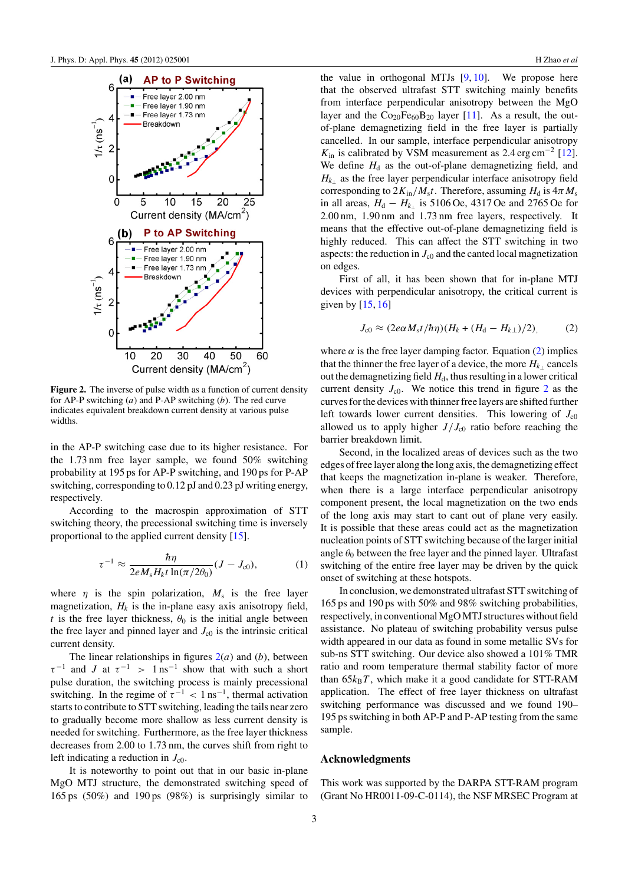**Figure 2.** The inverse of pulse width as a function of current density for AP-P switching (*a*) and P-AP switching (*b*). The red curve indicates equivalent breakdown current density at various pulse widths.

in the AP-P switching case due to its higher resistance. For the 1.73 nm free layer sample, we found 50% switching probability at 195 ps for AP-P switching, and 190 ps for P-AP switching, corresponding to 0.12 pJ and 0.23 pJ writing energy, respectively.

According to the macrospin approximation of STT switching theory, the precessional switching time is inversely proportional to the applied current density [15].

$$\tau^{-1} \approx \frac{\hbar\eta}{2eM_s H_k t \ln(\pi/2\theta_0)}(J - J_{c0}), \qquad (1)$$

where $\eta$ is the spin polarization, $M_s$ is the free layer magnetization, $H_k$ is the in-plane easy axis anisotropy field, $t$ is the free layer thickness, $\theta_0$ is the initial angle between the free layer and pinned layer and $J_{c0}$ is the intrinsic critical current density.

The linear relationships in figures 2(*a*) and (*b*), between $\tau^{-1}$ and $J$ at $\tau^{-1} > 1\,\text{ns}^{-1}$ show that with such a short pulse duration, the switching process is mainly precessional switching. In the regime of $\tau^{-1} < 1\,\text{ns}^{-1}$, thermal activation starts to contribute to STT switching, leading the tails near zero to gradually become more shallow as less current density is needed for switching. Furthermore, as the free layer thickness decreases from 2.00 to 1.73 nm, the curves shift from right to left indicating a reduction in $J_{c0}$.

It is noteworthy to point out that in our basic in-plane MgO MTJ structure, the demonstrated switching speed of 165 ps (50%) and 190 ps (98%) is surprisingly similar to the value in orthogonal MTJs [9, 10]. We propose here that the observed ultrafast STT switching mainly benefits from interface perpendicular anisotropy between the MgO layer and the $Co_{20}Fe_{60}B_{20}$ layer [11]. As a result, the out-of-plane demagnetizing field in the free layer is partially cancelled. In our sample, interface perpendicular anisotropy $K_{in}$ is calibrated by VSM measurement as $2.4\,\text{erg cm}^{-2}$ [12]. We define $H_d$ as the out-of-plane demagnetizing field, and $H_{k_\perp}$ as the free layer perpendicular interface anisotropy field corresponding to $2K_{in}/M_s t$. Therefore, assuming $H_d$ is $4\pi M_s$ in all areas, $H_d - H_{k_\perp}$ is 5106 Oe, 4317 Oe and 2765 Oe for 2.00 nm, 1.90 nm and 1.73 nm free layers, respectively. It means that the effective out-of-plane demagnetizing field is highly reduced. This can affect the STT switching in two aspects: the reduction in $J_{c0}$ and the canted local magnetization on edges.

First of all, it has been shown that for in-plane MTJ devices with perpendicular anisotropy, the critical current is given by [15, 16]

$$J_{c0} \approx (2e\alpha M_s t/\hbar\eta)(H_k + (H_d - H_{k\perp})/2), \qquad (2)$$

where $\alpha$ is the free layer damping factor. Equation (2) implies that the thinner the free layer of a device, the more $H_{k_\perp}$ cancels out the demagnetizing field $H_d$, thus resulting in a lower critical current density $J_{c0}$. We notice this trend in figure 2 as the curves for the devices with thinner free layers are shifted further left towards lower current densities. This lowering of $J_{c0}$ allowed us to apply higher $J/J_{c0}$ ratio before reaching the barrier breakdown limit.

Second, in the localized areas of devices such as the two edges of free layer along the long axis, the demagnetizing effect that keeps the magnetization in-plane is weaker. Therefore, when there is a large interface perpendicular anisotropy component present, the local magnetization on the two ends of the long axis may start to cant out of plane very easily. It is possible that these areas could act as the magnetization nucleation points of STT switching because of the larger initial angle $\theta_0$ between the free layer and the pinned layer. Ultrafast switching of the entire free layer may be driven by the quick onset of switching at these hotspots.

In conclusion, we demonstrated ultrafast STT switching of 165 ps and 190 ps with 50% and 98% switching probabilities, respectively, in conventional MgO MTJ structures without field assistance. No plateau of switching probability versus pulse width appeared in our data as found in some metallic SVs for sub-ns STT switching. Our device also showed a 101% TMR ratio and room temperature thermal stability factor of more than $65k_BT$, which make it a good candidate for STT-RAM application. The effect of free layer thickness on ultrafast switching performance was discussed and we found 190–195 ps switching in both AP-P and P-AP testing from the same sample.

## Acknowledgments

This work was supported by the DARPA STT-RAM program (Grant No HR0011-09-C-0114), the NSF MRSEC Program at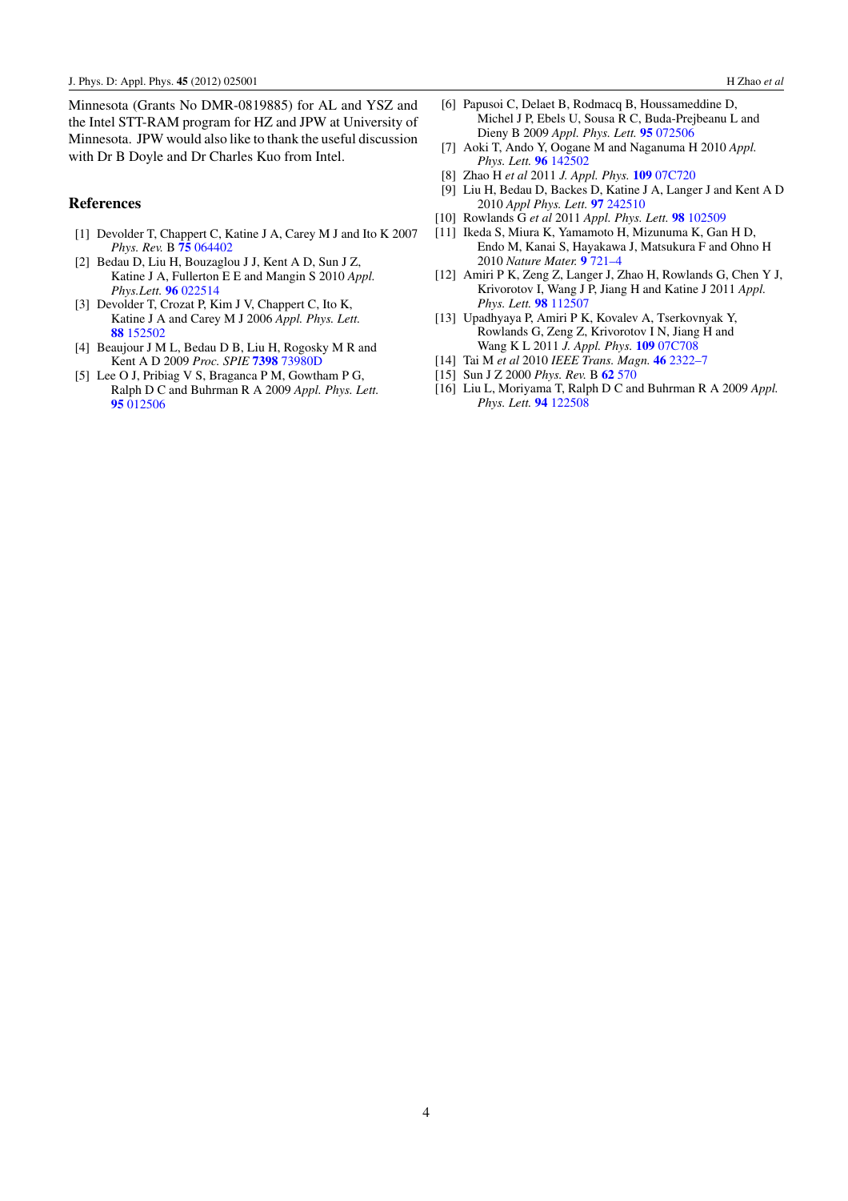Minnesota (Grants No DMR-0819885) for AL and YSZ and the Intel STT-RAM program for HZ and JPW at University of Minnesota. JPW would also like to thank the useful discussion with Dr B Doyle and Dr Charles Kuo from Intel.

## References

[1] Devolder T, Chappert C, Katine J A, Carey M J and Ito K 2007 *Phys. Rev.* B **75** 064402

[2] Bedau D, Liu H, Bouzaglou J J, Kent A D, Sun J Z, Katine J A, Fullerton E E and Mangin S 2010 *Appl. Phys.Lett.* **96** 022514

[3] Devolder T, Crozat P, Kim J V, Chappert C, Ito K, Katine J A and Carey M J 2006 *Appl. Phys. Lett.* **88** 152502

[4] Beaujour J M L, Bedau D B, Liu H, Rogosky M R and Kent A D 2009 *Proc. SPIE* **7398** 73980D

[5] Lee O J, Pribiag V S, Braganca P M, Gowtham P G, Ralph D C and Buhrman R A 2009 *Appl. Phys. Lett.* **95** 012506

[6] Papusoi C, Delaet B, Rodmacq B, Houssameddine D, Michel J P, Ebels U, Sousa R C, Buda-Prejbeanu L and Dieny B 2009 *Appl. Phys. Lett.* **95** 072506

[7] Aoki T, Ando Y, Oogane M and Naganuma H 2010 *Appl. Phys. Lett.* **96** 142502

[8] Zhao H *et al* 2011 *J. Appl. Phys.* **109** 07C720

[9] Liu H, Bedau D, Backes D, Katine J A, Langer J and Kent A D 2010 *Appl Phys. Lett.* **97** 242510

[10] Rowlands G *et al* 2011 *Appl. Phys. Lett.* **98** 102509

[11] Ikeda S, Miura K, Yamamoto H, Mizunuma K, Gan H D, Endo M, Kanai S, Hayakawa J, Matsukura F and Ohno H 2010 *Nature Mater.* **9** 721–4

[12] Amiri P K, Zeng Z, Langer J, Zhao H, Rowlands G, Chen Y J, Krivorotov I, Wang J P, Jiang H and Katine J 2011 *Appl. Phys. Lett.* **98** 112507

[13] Upadhyaya P, Amiri P K, Kovalev A, Tserkovnyak Y, Rowlands G, Zeng Z, Krivorotov I N, Jiang H and Wang K L 2011 *J. Appl. Phys.* **109** 07C708

[14] Tai M *et al* 2010 *IEEE Trans. Magn.* **46** 2322–7

[15] Sun J Z 2000 *Phys. Rev.* B **62** 570

[16] Liu L, Moriyama T, Ralph D C and Buhrman R A 2009 *Appl. Phys. Lett.* **94** 122508